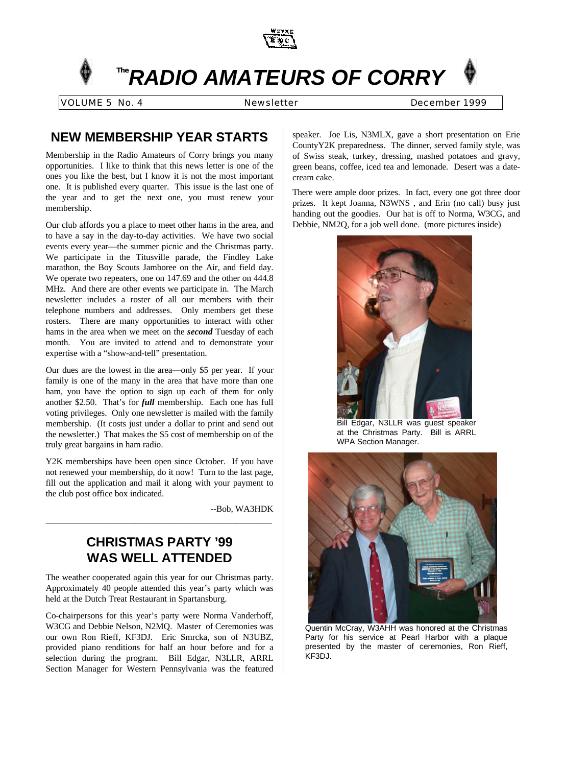# The RADIO AMATEURS OF CORRY

VOLUME 5 No. 4 Newsletter December 1999

## NEW MEMBERSHIP YEAR STARTS

Membership in the Radio Amateurs of Corry brings you many opportunities. I like to think that this news letter is one of the ones you like the best, but I know it is not the most important one. It is published every quarter. This issue is the last one of the year and to get the next one, you must renew your membership.

Our club affords you a place to meet other hams in the area, and to have a say in the day-to-day activities. We have two social events every year—the summer picnic and the Christmas party. We participate in the Titusville parade, the Findley Lake marathon, the Boy Scouts Jamboree on the Air, and field day. We operate two repeaters, one on 147.69 and the other on 444.8 MHz. And there are other events we participate in. The March newsletter includes a roster of all our members with their telephone numbers and addresses. Only members get these rosters. There are many opportunities to interact with other hams in the area when we meet on the ***second*** Tuesday of each month. You are invited to attend and to demonstrate your expertise with a "show-and-tell" presentation.

Our dues are the lowest in the area—only $5 per year. If your family is one of the many in the area that have more than one ham, you have the option to sign up each of them for only another $2.50. That's for ***full*** membership. Each one has full voting privileges. Only one newsletter is mailed with the family membership. (It costs just under a dollar to print and send out the newsletter.) That makes the $5 cost of membership on of the truly great bargains in ham radio.

Y2K memberships have been open since October. If you have not renewed your membership, do it now! Turn to the last page, fill out the application and mail it along with your payment to the club post office box indicated.

--Bob, WA3HDK

## CHRISTMAS PARTY '99 WAS WELL ATTENDED

The weather cooperated again this year for our Christmas party. Approximately 40 people attended this year's party which was held at the Dutch Treat Restaurant in Spartansburg.

Co-chairpersons for this year's party were Norma Vanderhoff, W3CG and Debbie Nelson, N2MQ. Master of Ceremonies was our own Ron Rieff, KF3DJ. Eric Smrcka, son of N3UBZ, provided piano renditions for half an hour before and for a selection during the program. Bill Edgar, N3LLR, ARRL Section Manager for Western Pennsylvania was the featured speaker. Joe Lis, N3MLX, gave a short presentation on Erie CountyY2K preparedness. The dinner, served family style, was of Swiss steak, turkey, dressing, mashed potatoes and gravy, green beans, coffee, iced tea and lemonade. Desert was a date-cream cake.

There were ample door prizes. In fact, every one got three door prizes. It kept Joanna, N3WNS , and Erin (no call) busy just handing out the goodies. Our hat is off to Norma, W3CG, and Debbie, NM2Q, for a job well done. (more pictures inside)

Bill Edgar, N3LLR was guest speaker at the Christmas Party. Bill is ARRL WPA Section Manager.

Quentin McCray, W3AHH was honored at the Christmas Party for his service at Pearl Harbor with a plaque presented by the master of ceremonies, Ron Rieff, KF3DJ.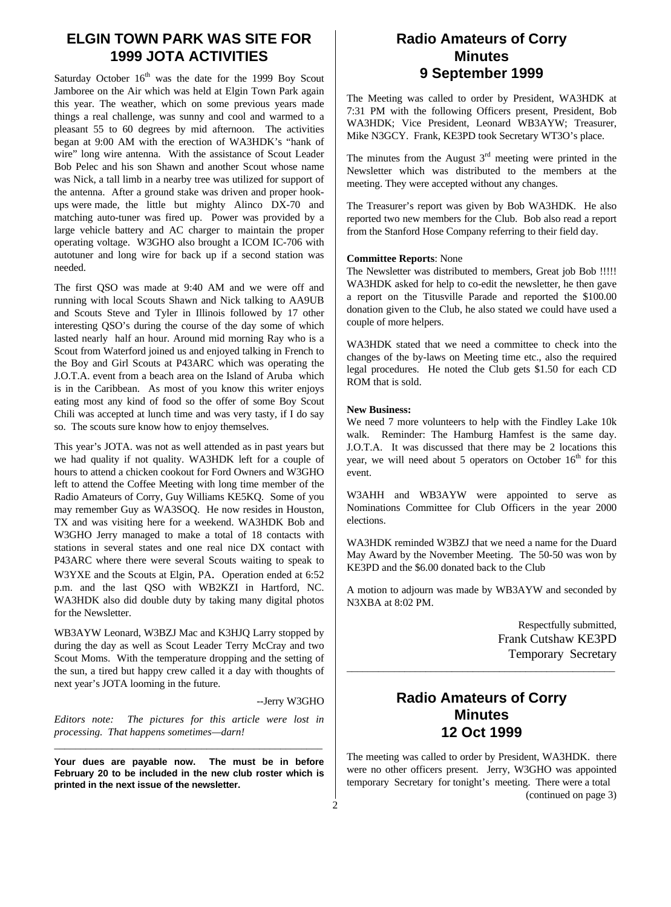## ELGIN TOWN PARK WAS SITE FOR 1999 JOTA ACTIVITIES

Saturday October 16th was the date for the 1999 Boy Scout Jamboree on the Air which was held at Elgin Town Park again this year. The weather, which on some previous years made things a real challenge, was sunny and cool and warmed to a pleasant 55 to 60 degrees by mid afternoon. The activities began at 9:00 AM with the erection of WA3HDK's "hank of wire" long wire antenna. With the assistance of Scout Leader Bob Pelec and his son Shawn and another Scout whose name was Nick, a tall limb in a nearby tree was utilized for support of the antenna. After a ground stake was driven and proper hook-ups were made, the little but mighty Alinco DX-70 and matching auto-tuner was fired up. Power was provided by a large vehicle battery and AC charger to maintain the proper operating voltage. W3GHO also brought a ICOM IC-706 with autotuner and long wire for back up if a second station was needed.

The first QSO was made at 9:40 AM and we were off and running with local Scouts Shawn and Nick talking to AA9UB and Scouts Steve and Tyler in Illinois followed by 17 other interesting QSO's during the course of the day some of which lasted nearly half an hour. Around mid morning Ray who is a Scout from Waterford joined us and enjoyed talking in French to the Boy and Girl Scouts at P43ARC which was operating the J.O.T.A. event from a beach area on the Island of Aruba which is in the Caribbean. As most of you know this writer enjoys eating most any kind of food so the offer of some Boy Scout Chili was accepted at lunch time and was very tasty, if I do say so. The scouts sure know how to enjoy themselves.

This year's JOTA. was not as well attended as in past years but we had quality if not quality. WA3HDK left for a couple of hours to attend a chicken cookout for Ford Owners and W3GHO left to attend the Coffee Meeting with long time member of the Radio Amateurs of Corry, Guy Williams KE5KQ. Some of you may remember Guy as WA3SOQ. He now resides in Houston, TX and was visiting here for a weekend. WA3HDK Bob and W3GHO Jerry managed to make a total of 18 contacts with stations in several states and one real nice DX contact with P43ARC where there were several Scouts waiting to speak to W3YXE and the Scouts at Elgin, PA. Operation ended at 6:52 p.m. and the last QSO with WB2KZI in Hartford, NC. WA3HDK also did double duty by taking many digital photos for the Newsletter.

WB3AYW Leonard, W3BZJ Mac and K3HJQ Larry stopped by during the day as well as Scout Leader Terry McCray and two Scout Moms. With the temperature dropping and the setting of the sun, a tired but happy crew called it a day with thoughts of next year's JOTA looming in the future.

--Jerry W3GHO

*Editors note: The pictures for this article were lost in processing. That happens sometimes—darn!*

---

**Your dues are payable now. The must be in before February 20 to be included in the new club roster which is printed in the next issue of the newsletter.**

## Radio Amateurs of Corry Minutes 9 September 1999

The Meeting was called to order by President, WA3HDK at 7:31 PM with the following Officers present, President, Bob WA3HDK; Vice President, Leonard WB3AYW; Treasurer, Mike N3GCY. Frank, KE3PD took Secretary WT3O's place.

The minutes from the August 3rd meeting were printed in the Newsletter which was distributed to the members at the meeting. They were accepted without any changes.

The Treasurer's report was given by Bob WA3HDK. He also reported two new members for the Club. Bob also read a report from the Stanford Hose Company referring to their field day.

**Committee Reports**: None

The Newsletter was distributed to members, Great job Bob !!!!! WA3HDK asked for help to co-edit the newsletter, he then gave a report on the Titusville Parade and reported the $100.00 donation given to the Club, he also stated we could have used a couple of more helpers.

WA3HDK stated that we need a committee to check into the changes of the by-laws on Meeting time etc., also the required legal procedures. He noted the Club gets $1.50 for each CD ROM that is sold.

**New Business:**

We need 7 more volunteers to help with the Findley Lake 10k walk. Reminder: The Hamburg Hamfest is the same day. J.O.T.A. It was discussed that there may be 2 locations this year, we will need about 5 operators on October 16th for this event.

W3AHH and WB3AYW were appointed to serve as Nominations Committee for Club Officers in the year 2000 elections.

WA3HDK reminded W3BZJ that we need a name for the Duard May Award by the November Meeting. The 50-50 was won by KE3PD and the $6.00 donated back to the Club

A motion to adjourn was made by WB3AYW and seconded by N3XBA at 8:02 PM.

Respectfully submitted,
Frank Cutshaw KE3PD
Temporary Secretary

---

## Radio Amateurs of Corry Minutes 12 Oct 1999

The meeting was called to order by President, WA3HDK. there were no other officers present. Jerry, W3GHO was appointed temporary Secretary for tonight's meeting. There were a total

(continued on page 3)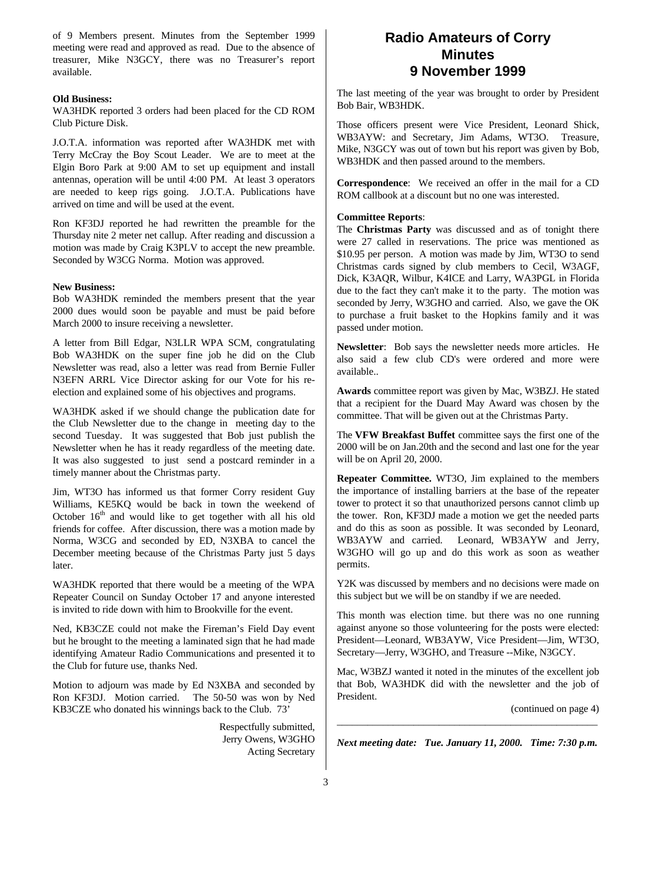of 9 Members present. Minutes from the September 1999 meeting were read and approved as read. Due to the absence of treasurer, Mike N3GCY, there was no Treasurer's report available.

**Old Business:**

WA3HDK reported 3 orders had been placed for the CD ROM Club Picture Disk.

J.O.T.A. information was reported after WA3HDK met with Terry McCray the Boy Scout Leader. We are to meet at the Elgin Boro Park at 9:00 AM to set up equipment and install antennas, operation will be until 4:00 PM. At least 3 operators are needed to keep rigs going. J.O.T.A. Publications have arrived on time and will be used at the event.

Ron KF3DJ reported he had rewritten the preamble for the Thursday nite 2 meter net callup. After reading and discussion a motion was made by Craig K3PLV to accept the new preamble. Seconded by W3CG Norma. Motion was approved.

**New Business:**

Bob WA3HDK reminded the members present that the year 2000 dues would soon be payable and must be paid before March 2000 to insure receiving a newsletter.

A letter from Bill Edgar, N3LLR WPA SCM, congratulating Bob WA3HDK on the super fine job he did on the Club Newsletter was read, also a letter was read from Bernie Fuller N3EFN ARRL Vice Director asking for our Vote for his re-election and explained some of his objectives and programs.

WA3HDK asked if we should change the publication date for the Club Newsletter due to the change in meeting day to the second Tuesday. It was suggested that Bob just publish the Newsletter when he has it ready regardless of the meeting date. It was also suggested to just send a postcard reminder in a timely manner about the Christmas party.

Jim, WT3O has informed us that former Corry resident Guy Williams, KE5KQ would be back in town the weekend of October 16th and would like to get together with all his old friends for coffee. After discussion, there was a motion made by Norma, W3CG and seconded by ED, N3XBA to cancel the December meeting because of the Christmas Party just 5 days later.

WA3HDK reported that there would be a meeting of the WPA Repeater Council on Sunday October 17 and anyone interested is invited to ride down with him to Brookville for the event.

Ned, KB3CZE could not make the Fireman's Field Day event but he brought to the meeting a laminated sign that he had made identifying Amateur Radio Communications and presented it to the Club for future use, thanks Ned.

Motion to adjourn was made by Ed N3XBA and seconded by Ron KF3DJ. Motion carried. The 50-50 was won by Ned KB3CZE who donated his winnings back to the Club. 73'

Respectfully submitted,
Jerry Owens, W3GHO
Acting Secretary

# Radio Amateurs of Corry Minutes 9 November 1999

The last meeting of the year was brought to order by President Bob Bair, WB3HDK.

Those officers present were Vice President, Leonard Shick, WB3AYW: and Secretary, Jim Adams, WT3O. Treasure, Mike, N3GCY was out of town but his report was given by Bob, WB3HDK and then passed around to the members.

**Correspondence**: We received an offer in the mail for a CD ROM callbook at a discount but no one was interested.

**Committee Reports**:

The **Christmas Party** was discussed and as of tonight there were 27 called in reservations. The price was mentioned as $10.95 per person. A motion was made by Jim, WT3O to send Christmas cards signed by club members to Cecil, W3AGF, Dick, K3AQR, Wilbur, K4ICE and Larry, WA3PGL in Florida due to the fact they can't make it to the party. The motion was seconded by Jerry, W3GHO and carried. Also, we gave the OK to purchase a fruit basket to the Hopkins family and it was passed under motion.

**Newsletter**: Bob says the newsletter needs more articles. He also said a few club CD's were ordered and more were available..

**Awards** committee report was given by Mac, W3BZJ. He stated that a recipient for the Duard May Award was chosen by the committee. That will be given out at the Christmas Party.

The **VFW Breakfast Buffet** committee says the first one of the 2000 will be on Jan.20th and the second and last one for the year will be on April 20, 2000.

**Repeater Committee.** WT3O, Jim explained to the members the importance of installing barriers at the base of the repeater tower to protect it so that unauthorized persons cannot climb up the tower. Ron, KF3DJ made a motion we get the needed parts and do this as soon as possible. It was seconded by Leonard, WB3AYW and carried. Leonard, WB3AYW and Jerry, W3GHO will go up and do this work as soon as weather permits.

Y2K was discussed by members and no decisions were made on this subject but we will be on standby if we are needed.

This month was election time. but there was no one running against anyone so those volunteering for the posts were elected: President—Leonard, WB3AYW, Vice President—Jim, WT3O, Secretary—Jerry, W3GHO, and Treasure --Mike, N3GCY.

Mac, W3BZJ wanted it noted in the minutes of the excellent job that Bob, WA3HDK did with the newsletter and the job of President.

(continued on page 4)

***Next meeting date: Tue. January 11, 2000. Time: 7:30 p.m.***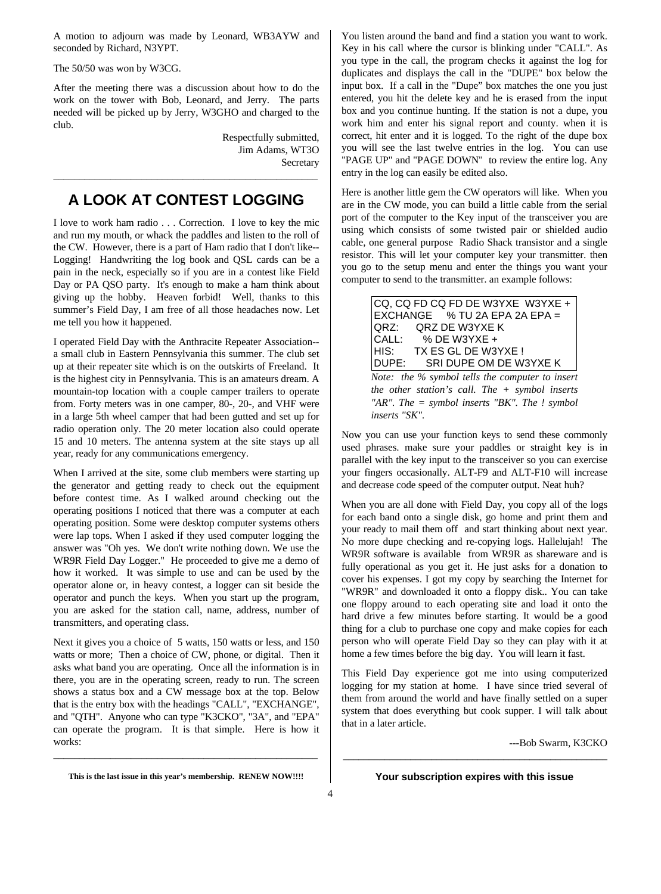A motion to adjourn was made by Leonard, WB3AYW and seconded by Richard, N3YPT.

The 50/50 was won by W3CG.

After the meeting there was a discussion about how to do the work on the tower with Bob, Leonard, and Jerry. The parts needed will be picked up by Jerry, W3GHO and charged to the club.

Respectfully submitted,
Jim Adams, WT3O
Secretary

---

# A LOOK AT CONTEST LOGGING

I love to work ham radio . . . Correction. I love to key the mic and run my mouth, or whack the paddles and listen to the roll of the CW. However, there is a part of Ham radio that I don't like--Logging! Handwriting the log book and QSL cards can be a pain in the neck, especially so if you are in a contest like Field Day or PA QSO party. It's enough to make a ham think about giving up the hobby. Heaven forbid! Well, thanks to this summer's Field Day, I am free of all those headaches now. Let me tell you how it happened.

I operated Field Day with the Anthracite Repeater Association--a small club in Eastern Pennsylvania this summer. The club set up at their repeater site which is on the outskirts of Freeland. It is the highest city in Pennsylvania. This is an amateurs dream. A mountain-top location with a couple camper trailers to operate from. Forty meters was in one camper, 80-, 20-, and VHF were in a large 5th wheel camper that had been gutted and set up for radio operation only. The 20 meter location also could operate 15 and 10 meters. The antenna system at the site stays up all year, ready for any communications emergency.

When I arrived at the site, some club members were starting up the generator and getting ready to check out the equipment before contest time. As I walked around checking out the operating positions I noticed that there was a computer at each operating position. Some were desktop computer systems others were lap tops. When I asked if they used computer logging the answer was "Oh yes. We don't write nothing down. We use the WR9R Field Day Logger." He proceeded to give me a demo of how it worked. It was simple to use and can be used by the operator alone or, in heavy contest, a logger can sit beside the operator and punch the keys. When you start up the program, you are asked for the station call, name, address, number of transmitters, and operating class.

Next it gives you a choice of 5 watts, 150 watts or less, and 150 watts or more; Then a choice of CW, phone, or digital. Then it asks what band you are operating. Once all the information is in there, you are in the operating screen, ready to run. The screen shows a status box and a CW message box at the top. Below that is the entry box with the headings "CALL", "EXCHANGE", and "QTH". Anyone who can type "K3CKO", "3A", and "EPA" can operate the program. It is that simple. Here is how it works:

You listen around the band and find a station you want to work. Key in his call where the cursor is blinking under "CALL". As you type in the call, the program checks it against the log for duplicates and displays the call in the "DUPE" box below the input box. If a call in the "Dupe" box matches the one you just entered, you hit the delete key and he is erased from the input box and you continue hunting. If the station is not a dupe, you work him and enter his signal report and county. when it is correct, hit enter and it is logged. To the right of the dupe box you will see the last twelve entries in the log. You can use "PAGE UP" and "PAGE DOWN" to review the entire log. Any entry in the log can easily be edited also.

Here is another little gem the CW operators will like. When you are in the CW mode, you can build a little cable from the serial port of the computer to the Key input of the transceiver you are using which consists of some twisted pair or shielded audio cable, one general purpose Radio Shack transistor and a single resistor. This will let your computer key your transmitter. then you go to the setup menu and enter the things you want your computer to send to the transmitter. an example follows:

```
CQ, CQ FD CQ FD DE W3YXE  W3YXE +
EXCHANGE    % TU 2A EPA 2A EPA =
QRZ:     QRZ DE W3YXE K
CALL:      % DE W3YXE +
HIS:      TX ES GL DE W3YXE !
DUPE:      SRI DUPE OM DE W3YXE K
```

*Note: the % symbol tells the computer to insert the other station's call. The + symbol inserts "AR". The = symbol inserts "BK". The ! symbol inserts "SK".*

Now you can use your function keys to send these commonly used phrases. make sure your paddles or straight key is in parallel with the key input to the transceiver so you can exercise your fingers occasionally. ALT-F9 and ALT-F10 will increase and decrease code speed of the computer output. Neat huh?

When you are all done with Field Day, you copy all of the logs for each band onto a single disk, go home and print them and your ready to mail them off and start thinking about next year. No more dupe checking and re-copying logs. Hallelujah! The WR9R software is available from WR9R as shareware and is fully operational as you get it. He just asks for a donation to cover his expenses. I got my copy by searching the Internet for "WR9R" and downloaded it onto a floppy disk.. You can take one floppy around to each operating site and load it onto the hard drive a few minutes before starting. It would be a good thing for a club to purchase one copy and make copies for each person who will operate Field Day so they can play with it at home a few times before the big day. You will learn it fast.

This Field Day experience got me into using computerized logging for my station at home. I have since tried several of them from around the world and have finally settled on a super system that does everything but cook supper. I will talk about that in a later article.

---Bob Swarm, K3CKO

---

**This is the last issue in this year's membership. RENEW NOW!!!!**

**Your subscription expires with this issue**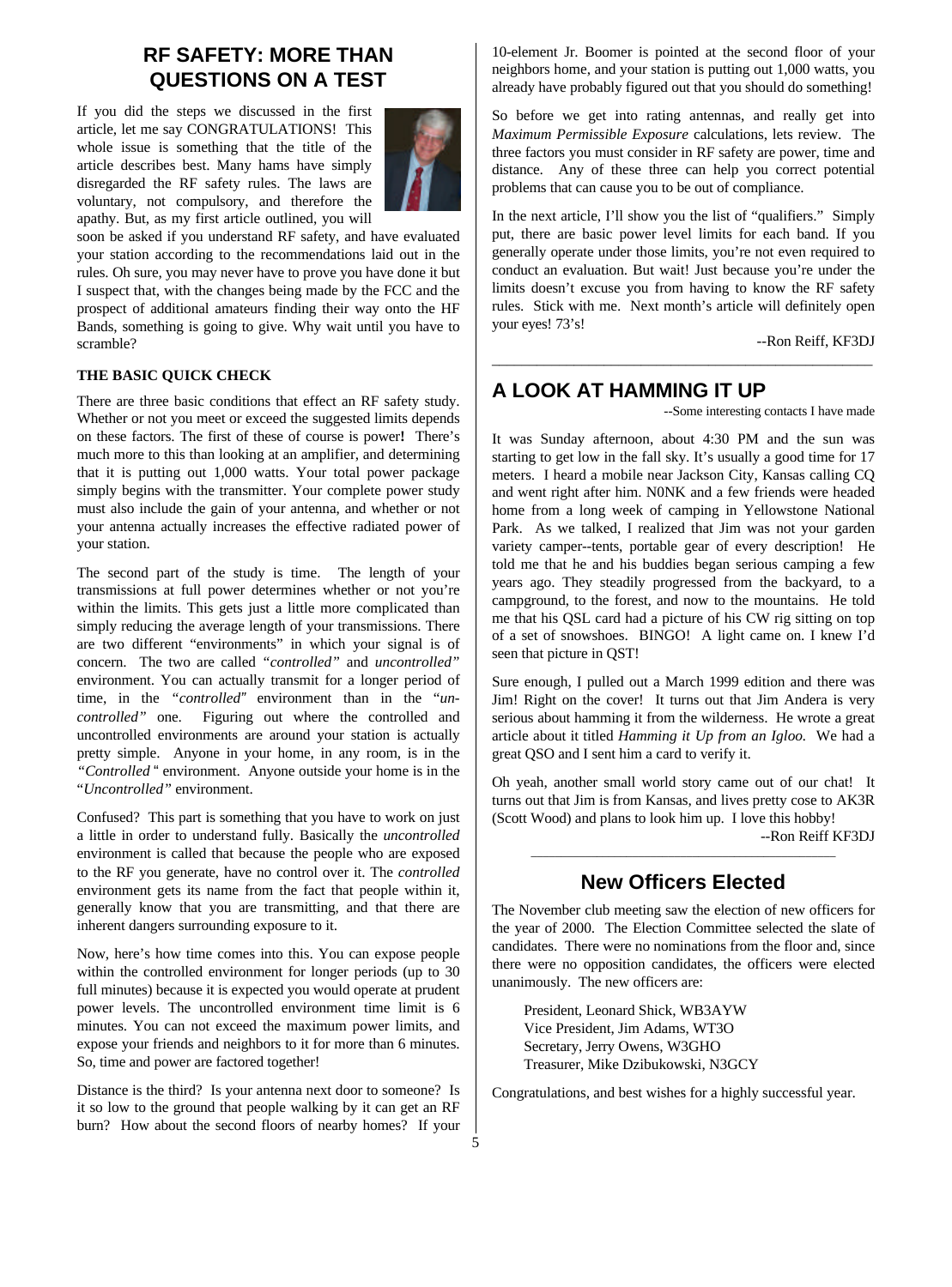## RF SAFETY: MORE THAN QUESTIONS ON A TEST

If you did the steps we discussed in the first article, let me say CONGRATULATIONS! This whole issue is something that the title of the article describes best. Many hams have simply disregarded the RF safety rules. The laws are voluntary, not compulsory, and therefore the apathy. But, as my first article outlined, you will soon be asked if you understand RF safety, and have evaluated your station according to the recommendations laid out in the rules. Oh sure, you may never have to prove you have done it but I suspect that, with the changes being made by the FCC and the prospect of additional amateurs finding their way onto the HF Bands, something is going to give. Why wait until you have to scramble?

**THE BASIC QUICK CHECK**

There are three basic conditions that effect an RF safety study. Whether or not you meet or exceed the suggested limits depends on these factors. The first of these of course is power**!** There's much more to this than looking at an amplifier, and determining that it is putting out 1,000 watts. Your total power package simply begins with the transmitter. Your complete power study must also include the gain of your antenna, and whether or not your antenna actually increases the effective radiated power of your station.

The second part of the study is time. The length of your transmissions at full power determines whether or not you're within the limits. This gets just a little more complicated than simply reducing the average length of your transmissions. There are two different "environments" in which your signal is of concern. The two are called *"controlled"* and *uncontrolled"* environment. You can actually transmit for a longer period of time, in the *"controlled"* environment than in the "*un-controlled"* one. Figuring out where the controlled and uncontrolled environments are around your station is actually pretty simple. Anyone in your home, in any room, is in the *"Controlled"* environment. Anyone outside your home is in the "*Uncontrolled"* environment.

Confused? This part is something that you have to work on just a little in order to understand fully. Basically the *uncontrolled* environment is called that because the people who are exposed to the RF you generate, have no control over it. The *controlled* environment gets its name from the fact that people within it, generally know that you are transmitting, and that there are inherent dangers surrounding exposure to it.

Now, here's how time comes into this. You can expose people within the controlled environment for longer periods (up to 30 full minutes) because it is expected you would operate at prudent power levels. The uncontrolled environment time limit is 6 minutes. You can not exceed the maximum power limits, and expose your friends and neighbors to it for more than 6 minutes. So, time and power are factored together!

Distance is the third? Is your antenna next door to someone? Is it so low to the ground that people walking by it can get an RF burn? How about the second floors of nearby homes? If your 10-element Jr. Boomer is pointed at the second floor of your neighbors home, and your station is putting out 1,000 watts, you already have probably figured out that you should do something!

So before we get into rating antennas, and really get into *Maximum Permissible Exposure* calculations, lets review. The three factors you must consider in RF safety are power, time and distance. Any of these three can help you correct potential problems that can cause you to be out of compliance.

In the next article, I'll show you the list of "qualifiers." Simply put, there are basic power level limits for each band. If you generally operate under those limits, you're not even required to conduct an evaluation. But wait! Just because you're under the limits doesn't excuse you from having to know the RF safety rules. Stick with me. Next month's article will definitely open your eyes! 73's!

--Ron Reiff, KF3DJ

---

## A LOOK AT HAMMING IT UP

--Some interesting contacts I have made

It was Sunday afternoon, about 4:30 PM and the sun was starting to get low in the fall sky. It's usually a good time for 17 meters. I heard a mobile near Jackson City, Kansas calling CQ and went right after him. N0NK and a few friends were headed home from a long week of camping in Yellowstone National Park. As we talked, I realized that Jim was not your garden variety camper--tents, portable gear of every description! He told me that he and his buddies began serious camping a few years ago. They steadily progressed from the backyard, to a campground, to the forest, and now to the mountains. He told me that his QSL card had a picture of his CW rig sitting on top of a set of snowshoes. BINGO! A light came on. I knew I'd seen that picture in QST!

Sure enough, I pulled out a March 1999 edition and there was Jim! Right on the cover! It turns out that Jim Andera is very serious about hamming it from the wilderness. He wrote a great article about it titled *Hamming it Up from an Igloo.* We had a great QSO and I sent him a card to verify it.

Oh yeah, another small world story came out of our chat! It turns out that Jim is from Kansas, and lives pretty cose to AK3R (Scott Wood) and plans to look him up. I love this hobby!

--Ron Reiff KF3DJ

---

## New Officers Elected

The November club meeting saw the election of new officers for the year of 2000. The Election Committee selected the slate of candidates. There were no nominations from the floor and, since there were no opposition candidates, the officers were elected unanimously. The new officers are:

President, Leonard Shick, WB3AYW
Vice President, Jim Adams, WT3O
Secretary, Jerry Owens, W3GHO
Treasurer, Mike Dzibukowski, N3GCY

Congratulations, and best wishes for a highly successful year.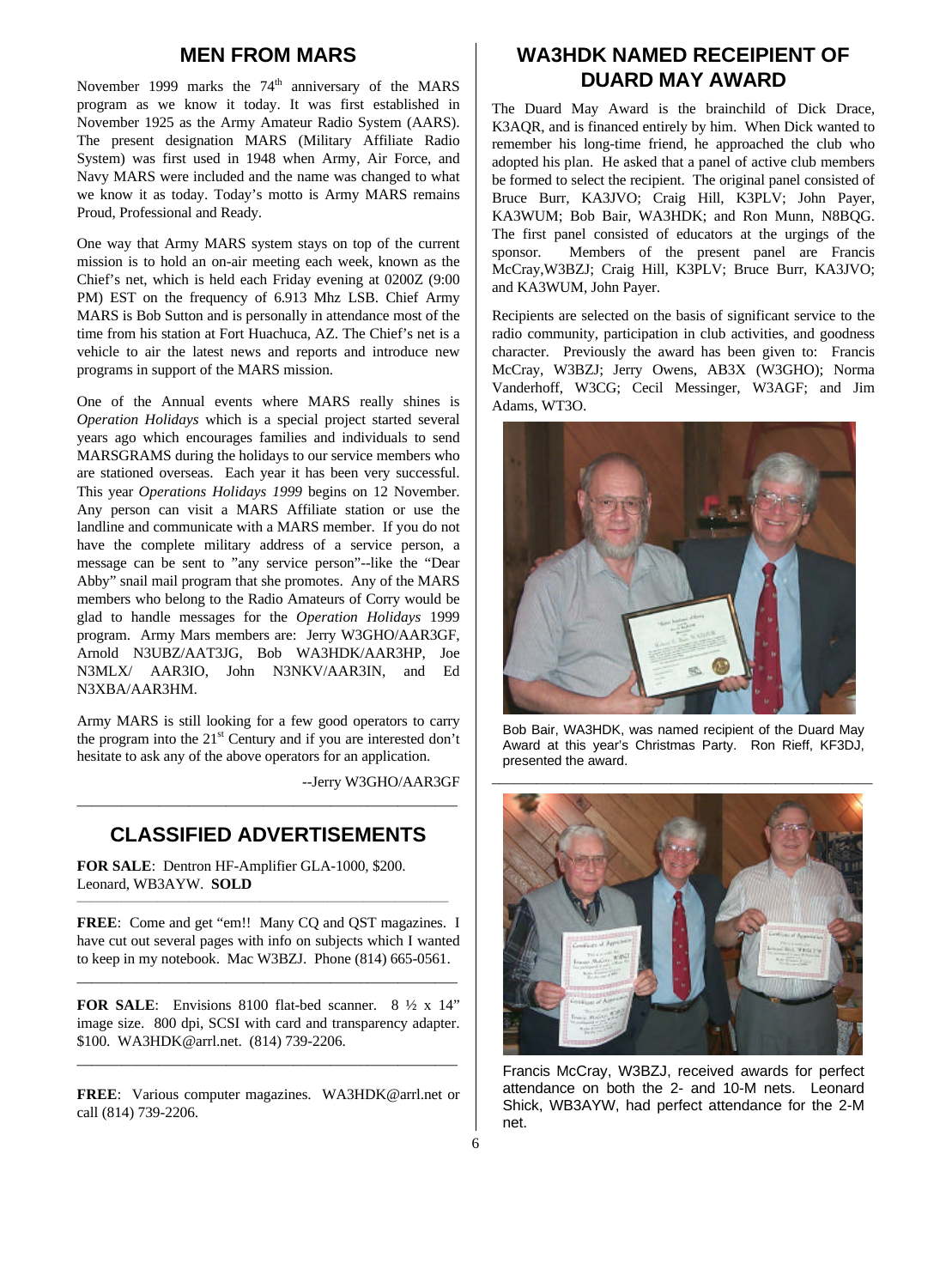## MEN FROM MARS

November 1999 marks the 74th anniversary of the MARS program as we know it today. It was first established in November 1925 as the Army Amateur Radio System (AARS). The present designation MARS (Military Affiliate Radio System) was first used in 1948 when Army, Air Force, and Navy MARS were included and the name was changed to what we know it as today. Today's motto is Army MARS remains Proud, Professional and Ready.

One way that Army MARS system stays on top of the current mission is to hold an on-air meeting each week, known as the Chief's net, which is held each Friday evening at 0200Z (9:00 PM) EST on the frequency of 6.913 Mhz LSB. Chief Army MARS is Bob Sutton and is personally in attendance most of the time from his station at Fort Huachuca, AZ. The Chief's net is a vehicle to air the latest news and reports and introduce new programs in support of the MARS mission.

One of the Annual events where MARS really shines is *Operation Holidays* which is a special project started several years ago which encourages families and individuals to send MARSGRAMS during the holidays to our service members who are stationed overseas. Each year it has been very successful. This year *Operations Holidays 1999* begins on 12 November. Any person can visit a MARS Affiliate station or use the landline and communicate with a MARS member. If you do not have the complete military address of a service person, a message can be sent to "any service person"--like the "Dear Abby" snail mail program that she promotes. Any of the MARS members who belong to the Radio Amateurs of Corry would be glad to handle messages for the *Operation Holidays* 1999 program. Army Mars members are: Jerry W3GHO/AAR3GF, Arnold N3UBZ/AAT3JG, Bob WA3HDK/AAR3HP, Joe N3MLX/ AAR3IO, John N3NKV/AAR3IN, and Ed N3XBA/AAR3HM.

Army MARS is still looking for a few good operators to carry the program into the 21st Century and if you are interested don't hesitate to ask any of the above operators for an application.

--Jerry W3GHO/AAR3GF

## CLASSIFIED ADVERTISEMENTS

**FOR SALE**: Dentron HF-Amplifier GLA-1000, $200. Leonard, WB3AYW. **SOLD**

**FREE**: Come and get "em!! Many CQ and QST magazines. I have cut out several pages with info on subjects which I wanted to keep in my notebook. Mac W3BZJ. Phone (814) 665-0561.

**FOR SALE**: Envisions 8100 flat-bed scanner. 8 ½ x 14" image size. 800 dpi, SCSI with card and transparency adapter. $100. WA3HDK@arrl.net. (814) 739-2206.

**FREE**: Various computer magazines. WA3HDK@arrl.net or call (814) 739-2206.

## WA3HDK NAMED RECEIPIENT OF DUARD MAY AWARD

The Duard May Award is the brainchild of Dick Drace, K3AQR, and is financed entirely by him. When Dick wanted to remember his long-time friend, he approached the club who adopted his plan. He asked that a panel of active club members be formed to select the recipient. The original panel consisted of Bruce Burr, KA3JVO; Craig Hill, K3PLV; John Payer, KA3WUM; Bob Bair, WA3HDK; and Ron Munn, N8BQG. The first panel consisted of educators at the urgings of the sponsor. Members of the present panel are Francis McCray,W3BZJ; Craig Hill, K3PLV; Bruce Burr, KA3JVO; and KA3WUM, John Payer.

Recipients are selected on the basis of significant service to the radio community, participation in club activities, and goodness character. Previously the award has been given to: Francis McCray, W3BZJ; Jerry Owens, AB3X (W3GHO); Norma Vanderhoff, W3CG; Cecil Messinger, W3AGF; and Jim Adams, WT3O.

Bob Bair, WA3HDK, was named recipient of the Duard May Award at this year's Christmas Party. Ron Rieff, KF3DJ, presented the award.

Francis McCray, W3BZJ, received awards for perfect attendance on both the 2- and 10-M nets. Leonard Shick, WB3AYW, had perfect attendance for the 2-M net.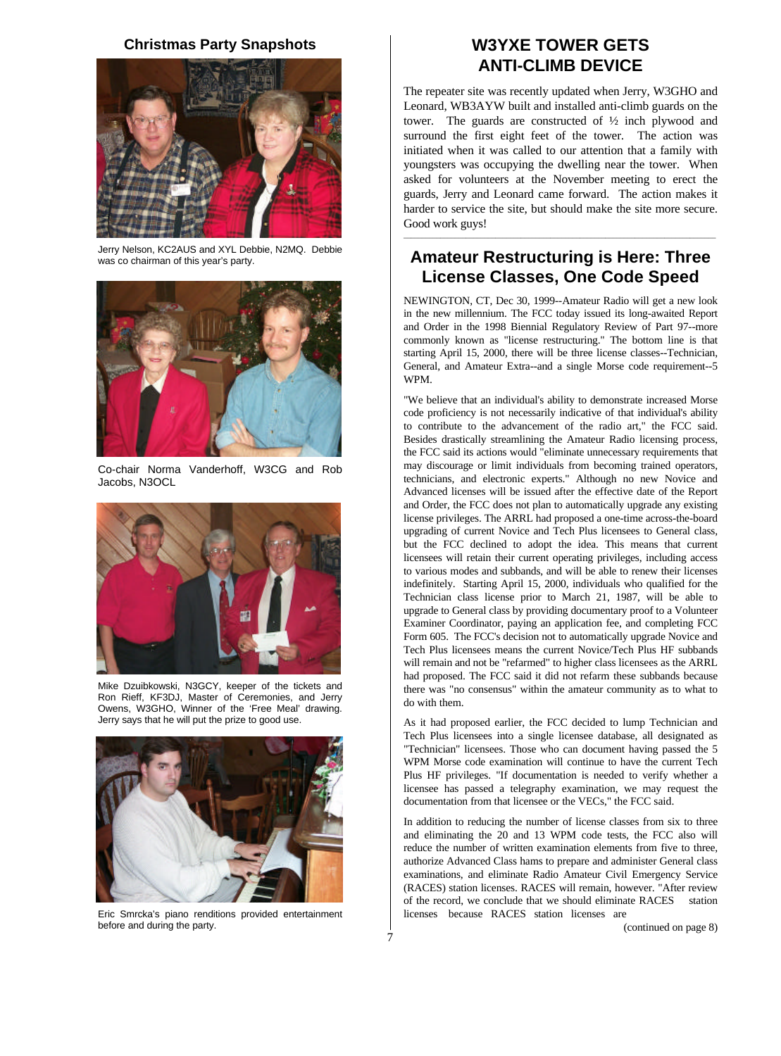## Christmas Party Snapshots

Jerry Nelson, KC2AUS and XYL Debbie, N2MQ. Debbie was co chairman of this year's party.

Co-chair Norma Vanderhoff, W3CG and Rob Jacobs, N3OCL

Mike Dzuibkowski, N3GCY, keeper of the tickets and Ron Rieff, KF3DJ, Master of Ceremonies, and Jerry Owens, W3GHO, Winner of the 'Free Meal' drawing. Jerry says that he will put the prize to good use.

Eric Smrcka's piano renditions provided entertainment before and during the party.

## W3YXE TOWER GETS ANTI-CLIMB DEVICE

The repeater site was recently updated when Jerry, W3GHO and Leonard, WB3AYW built and installed anti-climb guards on the tower. The guards are constructed of ½ inch plywood and surround the first eight feet of the tower. The action was initiated when it was called to our attention that a family with youngsters was occupying the dwelling near the tower. When asked for volunteers at the November meeting to erect the guards, Jerry and Leonard came forward. The action makes it harder to service the site, but should make the site more secure. Good work guys!

## Amateur Restructuring is Here: Three License Classes, One Code Speed

NEWINGTON, CT, Dec 30, 1999--Amateur Radio will get a new look in the new millennium. The FCC today issued its long-awaited Report and Order in the 1998 Biennial Regulatory Review of Part 97--more commonly known as "license restructuring." The bottom line is that starting April 15, 2000, there will be three license classes--Technician, General, and Amateur Extra--and a single Morse code requirement--5 WPM.

"We believe that an individual's ability to demonstrate increased Morse code proficiency is not necessarily indicative of that individual's ability to contribute to the advancement of the radio art," the FCC said. Besides drastically streamlining the Amateur Radio licensing process, the FCC said its actions would "eliminate unnecessary requirements that may discourage or limit individuals from becoming trained operators, technicians, and electronic experts." Although no new Novice and Advanced licenses will be issued after the effective date of the Report and Order, the FCC does not plan to automatically upgrade any existing license privileges. The ARRL had proposed a one-time across-the-board upgrading of current Novice and Tech Plus licensees to General class, but the FCC declined to adopt the idea. This means that current licensees will retain their current operating privileges, including access to various modes and subbands, and will be able to renew their licenses indefinitely. Starting April 15, 2000, individuals who qualified for the Technician class license prior to March 21, 1987, will be able to upgrade to General class by providing documentary proof to a Volunteer Examiner Coordinator, paying an application fee, and completing FCC Form 605. The FCC's decision not to automatically upgrade Novice and Tech Plus licensees means the current Novice/Tech Plus HF subbands will remain and not be "refarmed" to higher class licensees as the ARRL had proposed. The FCC said it did not refarm these subbands because there was "no consensus" within the amateur community as to what to do with them.

As it had proposed earlier, the FCC decided to lump Technician and Tech Plus licensees into a single licensee database, all designated as "Technician" licensees. Those who can document having passed the 5 WPM Morse code examination will continue to have the current Tech Plus HF privileges. "If documentation is needed to verify whether a licensee has passed a telegraphy examination, we may request the documentation from that licensee or the VECs," the FCC said.

In addition to reducing the number of license classes from six to three and eliminating the 20 and 13 WPM code tests, the FCC also will reduce the number of written examination elements from five to three, authorize Advanced Class hams to prepare and administer General class examinations, and eliminate Radio Amateur Civil Emergency Service (RACES) station licenses. RACES will remain, however. "After review of the record, we conclude that we should eliminate RACES station licenses because RACES station licenses are

(continued on page 8)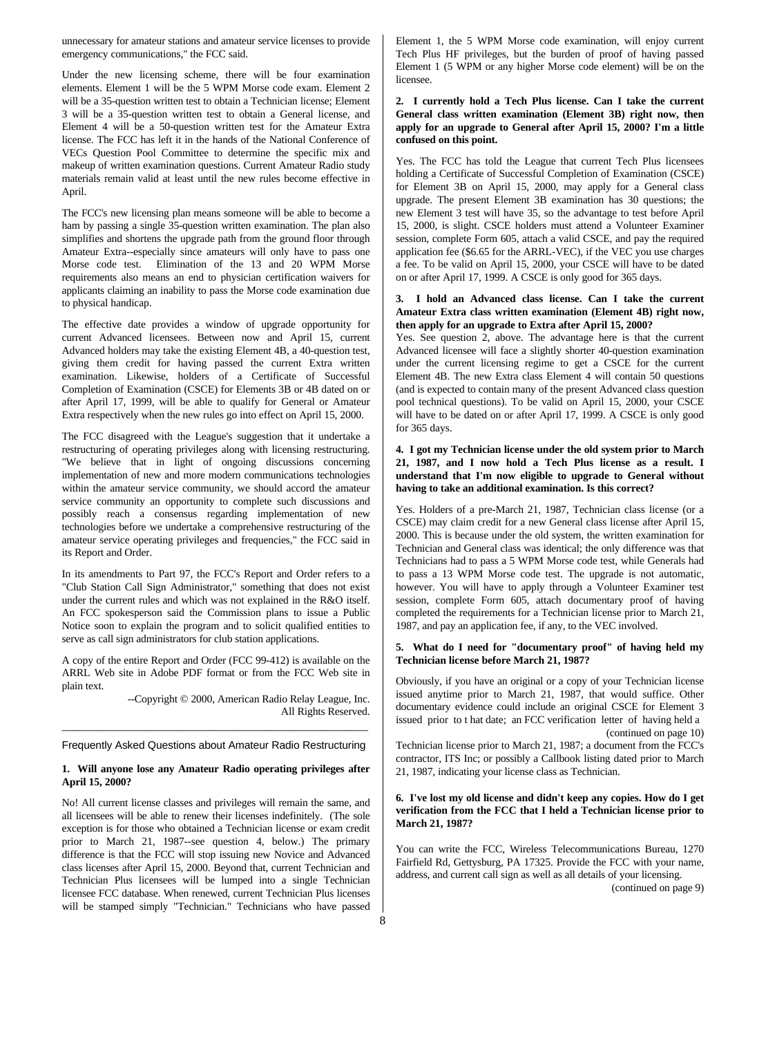unnecessary for amateur stations and amateur service licenses to provide emergency communications," the FCC said.

Under the new licensing scheme, there will be four examination elements. Element 1 will be the 5 WPM Morse code exam. Element 2 will be a 35-question written test to obtain a Technician license; Element 3 will be a 35-question written test to obtain a General license, and Element 4 will be a 50-question written test for the Amateur Extra license. The FCC has left it in the hands of the National Conference of VECs Question Pool Committee to determine the specific mix and makeup of written examination questions. Current Amateur Radio study materials remain valid at least until the new rules become effective in April.

The FCC's new licensing plan means someone will be able to become a ham by passing a single 35-question written examination. The plan also simplifies and shortens the upgrade path from the ground floor through Amateur Extra--especially since amateurs will only have to pass one Morse code test. Elimination of the 13 and 20 WPM Morse requirements also means an end to physician certification waivers for applicants claiming an inability to pass the Morse code examination due to physical handicap.

The effective date provides a window of upgrade opportunity for current Advanced licensees. Between now and April 15, current Advanced holders may take the existing Element 4B, a 40-question test, giving them credit for having passed the current Extra written examination. Likewise, holders of a Certificate of Successful Completion of Examination (CSCE) for Elements 3B or 4B dated on or after April 17, 1999, will be able to qualify for General or Amateur Extra respectively when the new rules go into effect on April 15, 2000.

The FCC disagreed with the League's suggestion that it undertake a restructuring of operating privileges along with licensing restructuring. "We believe that in light of ongoing discussions concerning implementation of new and more modern communications technologies within the amateur service community, we should accord the amateur service community an opportunity to complete such discussions and possibly reach a consensus regarding implementation of new technologies before we undertake a comprehensive restructuring of the amateur service operating privileges and frequencies," the FCC said in its Report and Order.

In its amendments to Part 97, the FCC's Report and Order refers to a "Club Station Call Sign Administrator," something that does not exist under the current rules and which was not explained in the R&O itself. An FCC spokesperson said the Commission plans to issue a Public Notice soon to explain the program and to solicit qualified entities to serve as call sign administrators for club station applications.

A copy of the entire Report and Order (FCC 99-412) is available on the ARRL Web site in Adobe PDF format or from the FCC Web site in plain text.

--Copyright © 2000, American Radio Relay League, Inc. All Rights Reserved.

---

## Frequently Asked Questions about Amateur Radio Restructuring

**1. Will anyone lose any Amateur Radio operating privileges after April 15, 2000?**

No! All current license classes and privileges will remain the same, and all licensees will be able to renew their licenses indefinitely. (The sole exception is for those who obtained a Technician license or exam credit prior to March 21, 1987--see question 4, below.) The primary difference is that the FCC will stop issuing new Novice and Advanced class licenses after April 15, 2000. Beyond that, current Technician and Technician Plus licensees will be lumped into a single Technician licensee FCC database. When renewed, current Technician Plus licenses will be stamped simply "Technician." Technicians who have passed Element 1, the 5 WPM Morse code examination, will enjoy current Tech Plus HF privileges, but the burden of proof of having passed Element 1 (5 WPM or any higher Morse code element) will be on the licensee.

**2. I currently hold a Tech Plus license. Can I take the current General class written examination (Element 3B) right now, then apply for an upgrade to General after April 15, 2000? I'm a little confused on this point.**

Yes. The FCC has told the League that current Tech Plus licensees holding a Certificate of Successful Completion of Examination (CSCE) for Element 3B on April 15, 2000, may apply for a General class upgrade. The present Element 3B examination has 30 questions; the new Element 3 test will have 35, so the advantage to test before April 15, 2000, is slight. CSCE holders must attend a Volunteer Examiner session, complete Form 605, attach a valid CSCE, and pay the required application fee ($6.65 for the ARRL-VEC), if the VEC you use charges a fee. To be valid on April 15, 2000, your CSCE will have to be dated on or after April 17, 1999. A CSCE is only good for 365 days.

**3. I hold an Advanced class license. Can I take the current Amateur Extra class written examination (Element 4B) right now, then apply for an upgrade to Extra after April 15, 2000?**

Yes. See question 2, above. The advantage here is that the current Advanced licensee will face a slightly shorter 40-question examination under the current licensing regime to get a CSCE for the current Element 4B. The new Extra class Element 4 will contain 50 questions (and is expected to contain many of the present Advanced class question pool technical questions). To be valid on April 15, 2000, your CSCE will have to be dated on or after April 17, 1999. A CSCE is only good for 365 days.

**4. I got my Technician license under the old system prior to March 21, 1987, and I now hold a Tech Plus license as a result. I understand that I'm now eligible to upgrade to General without having to take an additional examination. Is this correct?**

Yes. Holders of a pre-March 21, 1987, Technician class license (or a CSCE) may claim credit for a new General class license after April 15, 2000. This is because under the old system, the written examination for Technician and General class was identical; the only difference was that Technicians had to pass a 5 WPM Morse code test, while Generals had to pass a 13 WPM Morse code test. The upgrade is not automatic, however. You will have to apply through a Volunteer Examiner test session, complete Form 605, attach documentary proof of having completed the requirements for a Technician license prior to March 21, 1987, and pay an application fee, if any, to the VEC involved.

**5. What do I need for "documentary proof" of having held my Technician license before March 21, 1987?**

Obviously, if you have an original or a copy of your Technician license issued anytime prior to March 21, 1987, that would suffice. Other documentary evidence could include an original CSCE for Element 3 issued prior to t hat date; an FCC verification letter of having held a

(continued on page 10)

Technician license prior to March 21, 1987; a document from the FCC's contractor, ITS Inc; or possibly a Callbook listing dated prior to March 21, 1987, indicating your license class as Technician.

**6. I've lost my old license and didn't keep any copies. How do I get verification from the FCC that I held a Technician license prior to March 21, 1987?**

You can write the FCC, Wireless Telecommunications Bureau, 1270 Fairfield Rd, Gettysburg, PA 17325. Provide the FCC with your name, address, and current call sign as well as all details of your licensing.

(continued on page 9)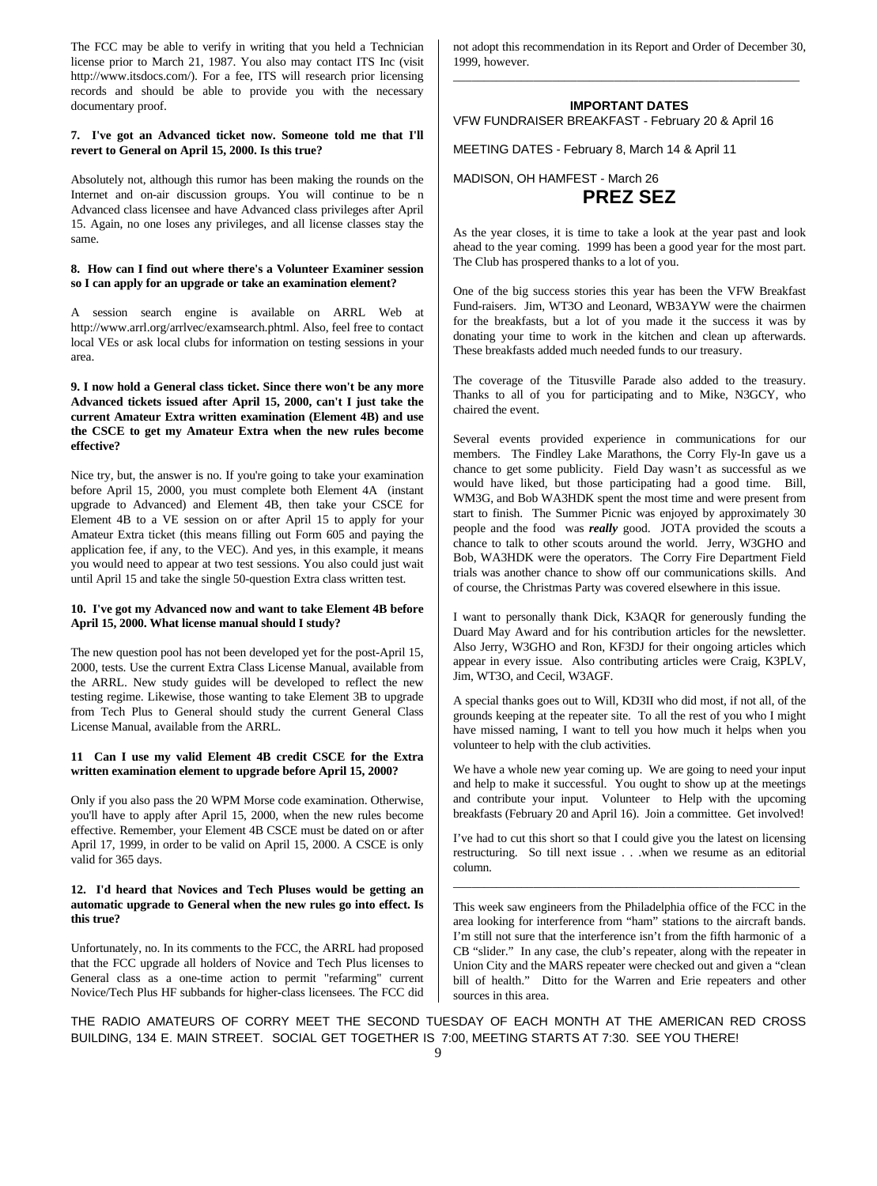The FCC may be able to verify in writing that you held a Technician license prior to March 21, 1987. You also may contact ITS Inc (visit http://www.itsdocs.com/). For a fee, ITS will research prior licensing records and should be able to provide you with the necessary documentary proof.

**7. I've got an Advanced ticket now. Someone told me that I'll revert to General on April 15, 2000. Is this true?**

Absolutely not, although this rumor has been making the rounds on the Internet and on-air discussion groups. You will continue to be n Advanced class licensee and have Advanced class privileges after April 15. Again, no one loses any privileges, and all license classes stay the same.

**8. How can I find out where there's a Volunteer Examiner session so I can apply for an upgrade or take an examination element?**

A session search engine is available on ARRL Web at http://www.arrl.org/arrlvec/examsearch.phtml. Also, feel free to contact local VEs or ask local clubs for information on testing sessions in your area.

**9. I now hold a General class ticket. Since there won't be any more Advanced tickets issued after April 15, 2000, can't I just take the current Amateur Extra written examination (Element 4B) and use the CSCE to get my Amateur Extra when the new rules become effective?**

Nice try, but, the answer is no. If you're going to take your examination before April 15, 2000, you must complete both Element 4A (instant upgrade to Advanced) and Element 4B, then take your CSCE for Element 4B to a VE session on or after April 15 to apply for your Amateur Extra ticket (this means filling out Form 605 and paying the application fee, if any, to the VEC). And yes, in this example, it means you would need to appear at two test sessions. You also could just wait until April 15 and take the single 50-question Extra class written test.

**10. I've got my Advanced now and want to take Element 4B before April 15, 2000. What license manual should I study?**

The new question pool has not been developed yet for the post-April 15, 2000, tests. Use the current Extra Class License Manual, available from the ARRL. New study guides will be developed to reflect the new testing regime. Likewise, those wanting to take Element 3B to upgrade from Tech Plus to General should study the current General Class License Manual, available from the ARRL.

**11 Can I use my valid Element 4B credit CSCE for the Extra written examination element to upgrade before April 15, 2000?**

Only if you also pass the 20 WPM Morse code examination. Otherwise, you'll have to apply after April 15, 2000, when the new rules become effective. Remember, your Element 4B CSCE must be dated on or after April 17, 1999, in order to be valid on April 15, 2000. A CSCE is only valid for 365 days.

**12. I'd heard that Novices and Tech Pluses would be getting an automatic upgrade to General when the new rules go into effect. Is this true?**

Unfortunately, no. In its comments to the FCC, the ARRL had proposed that the FCC upgrade all holders of Novice and Tech Plus licenses to General class as a one-time action to permit "refarming" current Novice/Tech Plus HF subbands for higher-class licensees. The FCC did not adopt this recommendation in its Report and Order of December 30, 1999, however.

---

**IMPORTANT DATES**

VFW FUNDRAISER BREAKFAST - February 20 & April 16

MEETING DATES - February 8, March 14 & April 11

MADISON, OH HAMFEST - March 26

## PREZ SEZ

As the year closes, it is time to take a look at the year past and look ahead to the year coming. 1999 has been a good year for the most part. The Club has prospered thanks to a lot of you.

One of the big success stories this year has been the VFW Breakfast Fund-raisers. Jim, WT3O and Leonard, WB3AYW were the chairmen for the breakfasts, but a lot of you made it the success it was by donating your time to work in the kitchen and clean up afterwards. These breakfasts added much needed funds to our treasury.

The coverage of the Titusville Parade also added to the treasury. Thanks to all of you for participating and to Mike, N3GCY, who chaired the event.

Several events provided experience in communications for our members. The Findley Lake Marathons, the Corry Fly-In gave us a chance to get some publicity. Field Day wasn't as successful as we would have liked, but those participating had a good time. Bill, WM3G, and Bob WA3HDK spent the most time and were present from start to finish. The Summer Picnic was enjoyed by approximately 30 people and the food was ***really*** good. JOTA provided the scouts a chance to talk to other scouts around the world. Jerry, W3GHO and Bob, WA3HDK were the operators. The Corry Fire Department Field trials was another chance to show off our communications skills. And of course, the Christmas Party was covered elsewhere in this issue.

I want to personally thank Dick, K3AQR for generously funding the Duard May Award and for his contribution articles for the newsletter. Also Jerry, W3GHO and Ron, KF3DJ for their ongoing articles which appear in every issue. Also contributing articles were Craig, K3PLV, Jim, WT3O, and Cecil, W3AGF.

A special thanks goes out to Will, KD3II who did most, if not all, of the grounds keeping at the repeater site. To all the rest of you who I might have missed naming, I want to tell you how much it helps when you volunteer to help with the club activities.

We have a whole new year coming up. We are going to need your input and help to make it successful. You ought to show up at the meetings and contribute your input. Volunteer to Help with the upcoming breakfasts (February 20 and April 16). Join a committee. Get involved!

I've had to cut this short so that I could give you the latest on licensing restructuring. So till next issue . . .when we resume as an editorial column.

---

This week saw engineers from the Philadelphia office of the FCC in the area looking for interference from "ham" stations to the aircraft bands. I'm still not sure that the interference isn't from the fifth harmonic of a CB "slider." In any case, the club's repeater, along with the repeater in Union City and the MARS repeater were checked out and given a "clean bill of health." Ditto for the Warren and Erie repeaters and other sources in this area.

THE RADIO AMATEURS OF CORRY MEET THE SECOND TUESDAY OF EACH MONTH AT THE AMERICAN RED CROSS BUILDING, 134 E. MAIN STREET. SOCIAL GET TOGETHER IS 7:00, MEETING STARTS AT 7:30. SEE YOU THERE!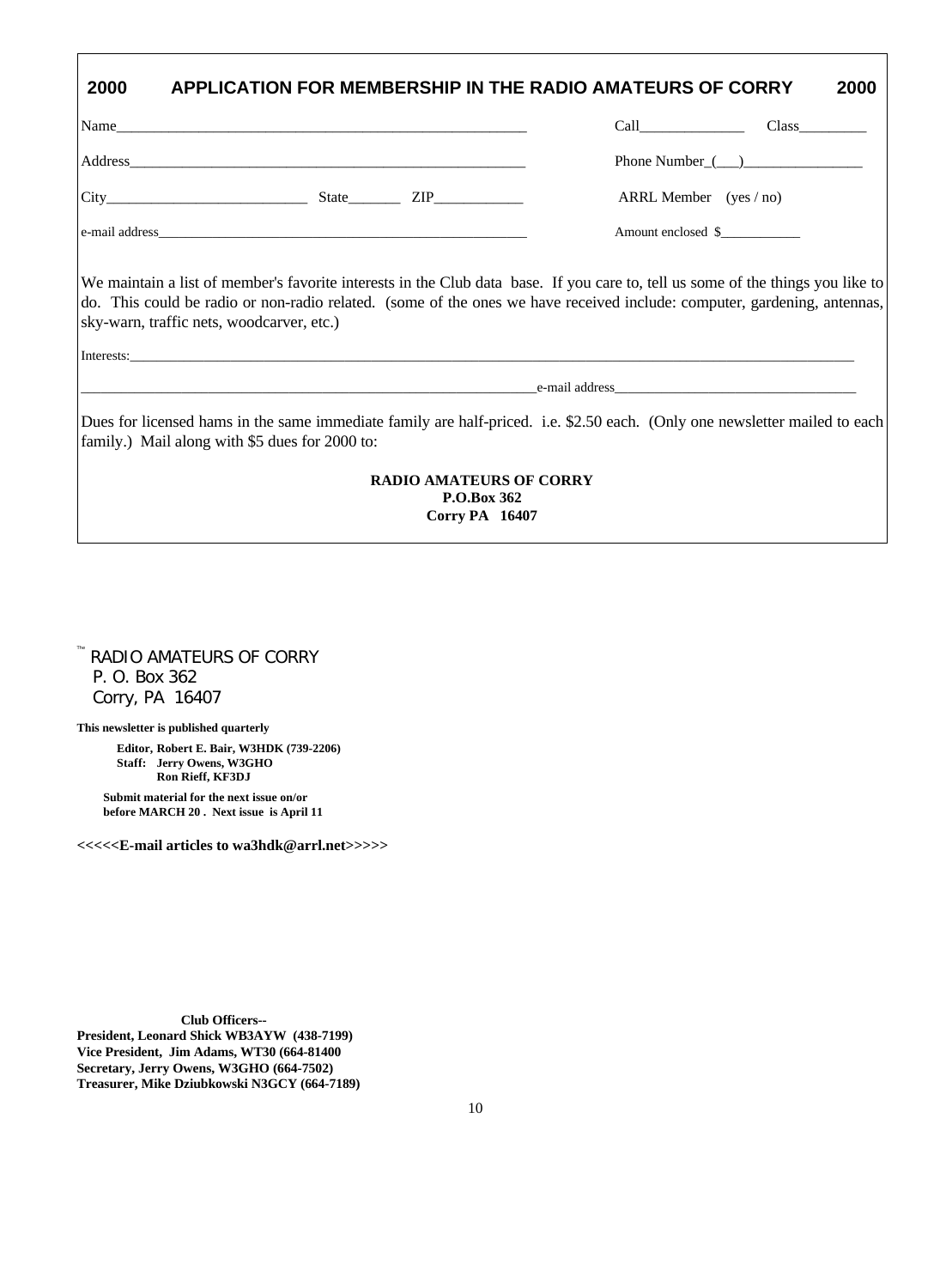## 2000 APPLICATION FOR MEMBERSHIP IN THE RADIO AMATEURS OF CORRY 2000

Name______________________________________________________ Call______________ Class_________

Address____________________________________________________ Phone Number_(___)________________

City__________________________ State_______ ZIP____________ ARRL Member (yes / no)

e-mail address______________________________________________ Amount enclosed $___________

We maintain a list of member's favorite interests in the Club data base. If you care to, tell us some of the things you like to do. This could be radio or non-radio related. (some of the ones we have received include: computer, gardening, antennas, sky-warn, traffic nets, woodcarver, etc.)

Interests:___________________________________________________________________________________

________________________________________________________e-mail address_______________________________

Dues for licensed hams in the same immediate family are half-priced. i.e. $2.50 each. (Only one newsletter mailed to each family.) Mail along with $5 dues for 2000 to:

**RADIO AMATEURS OF CORRY**
**P.O.Box 362**
**Corry PA 16407**

The RADIO AMATEURS OF CORRY
P. O. Box 362
Corry, PA 16407

**This newsletter is published quarterly**

**Editor, Robert E. Bair, W3HDK (739-2206)**
**Staff: Jerry Owens, W3GHO**
**Ron Rieff, KF3DJ**

**Submit material for the next issue on/or before MARCH 20 . Next issue is April 11**

**<<<<<E-mail articles to wa3hdk@arrl.net>>>>>**

**Club Officers--**
**President, Leonard Shick WB3AYW (438-7199)**
**Vice President, Jim Adams, WT30 (664-81400**
**Secretary, Jerry Owens, W3GHO (664-7502)**
**Treasurer, Mike Dziubkowski N3GCY (664-7189)**